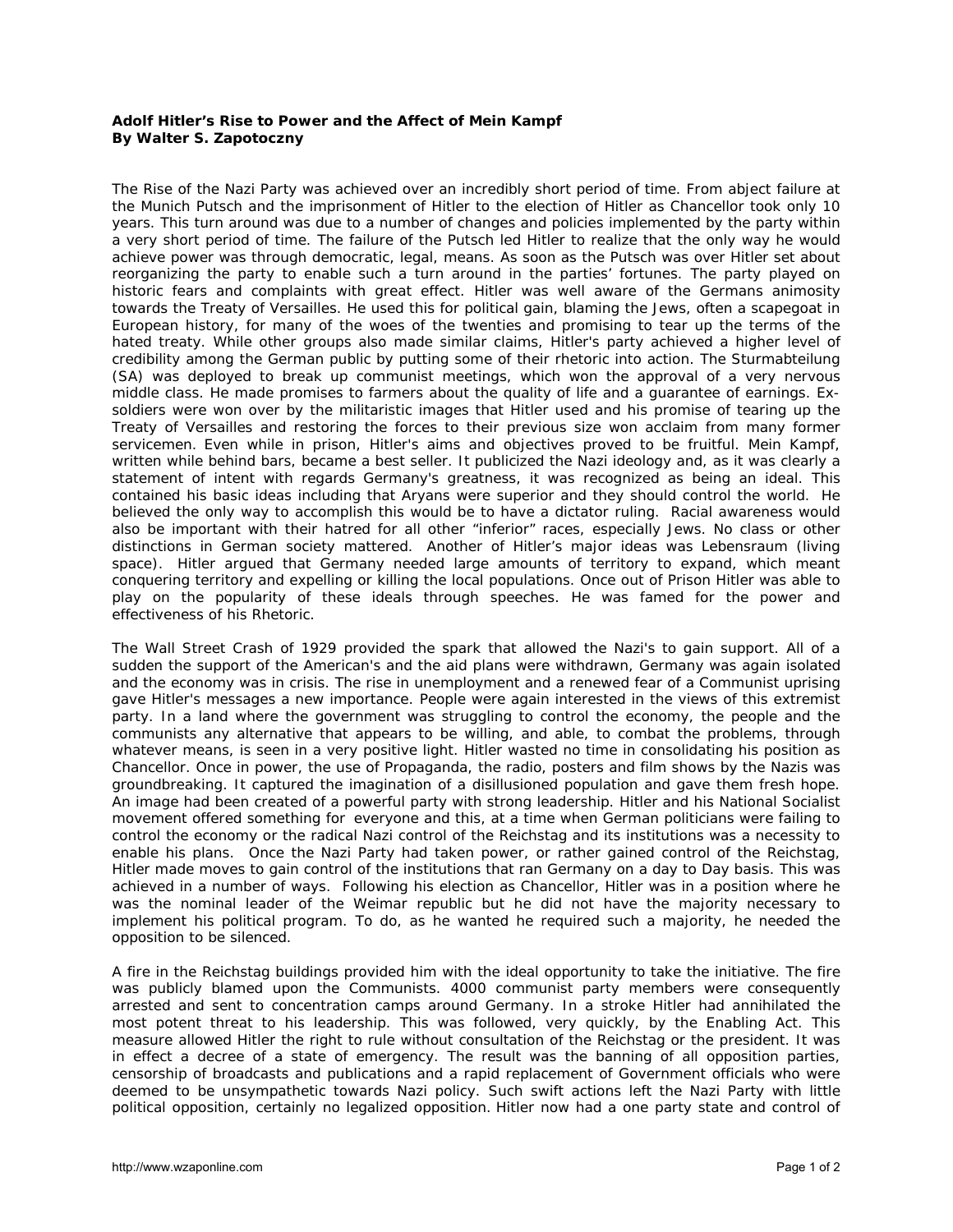**Adolf Hitler's Rise to Power and the Affect of Mein Kampf**
**By Walter S. Zapotoczny**

The Rise of the Nazi Party was achieved over an incredibly short period of time. From abject failure at the Munich Putsch and the imprisonment of Hitler to the election of Hitler as Chancellor took only 10 years. This turn around was due to a number of changes and policies implemented by the party within a very short period of time. The failure of the Putsch led Hitler to realize that the only way he would achieve power was through democratic, legal, means. As soon as the Putsch was over Hitler set about reorganizing the party to enable such a turn around in the parties' fortunes. The party played on historic fears and complaints with great effect. Hitler was well aware of the Germans animosity towards the Treaty of Versailles. He used this for political gain, blaming the Jews, often a scapegoat in European history, for many of the woes of the twenties and promising to tear up the terms of the hated treaty. While other groups also made similar claims, Hitler's party achieved a higher level of credibility among the German public by putting some of their rhetoric into action. The Sturmabteilung (SA) was deployed to break up communist meetings, which won the approval of a very nervous middle class. He made promises to farmers about the quality of life and a guarantee of earnings. Ex-soldiers were won over by the militaristic images that Hitler used and his promise of tearing up the Treaty of Versailles and restoring the forces to their previous size won acclaim from many former servicemen. Even while in prison, Hitler's aims and objectives proved to be fruitful. Mein Kampf, written while behind bars, became a best seller. It publicized the Nazi ideology and, as it was clearly a statement of intent with regards Germany's greatness, it was recognized as being an ideal. This contained his basic ideas including that Aryans were superior and they should control the world. He believed the only way to accomplish this would be to have a dictator ruling. Racial awareness would also be important with their hatred for all other "inferior" races, especially Jews. No class or other distinctions in German society mattered. Another of Hitler's major ideas was Lebensraum (living space). Hitler argued that Germany needed large amounts of territory to expand, which meant conquering territory and expelling or killing the local populations. Once out of Prison Hitler was able to play on the popularity of these ideals through speeches. He was famed for the power and effectiveness of his Rhetoric.

The Wall Street Crash of 1929 provided the spark that allowed the Nazi's to gain support. All of a sudden the support of the American's and the aid plans were withdrawn, Germany was again isolated and the economy was in crisis. The rise in unemployment and a renewed fear of a Communist uprising gave Hitler's messages a new importance. People were again interested in the views of this extremist party. In a land where the government was struggling to control the economy, the people and the communists any alternative that appears to be willing, and able, to combat the problems, through whatever means, is seen in a very positive light. Hitler wasted no time in consolidating his position as Chancellor. Once in power, the use of Propaganda, the radio, posters and film shows by the Nazis was groundbreaking. It captured the imagination of a disillusioned population and gave them fresh hope. An image had been created of a powerful party with strong leadership. Hitler and his National Socialist movement offered something for everyone and this, at a time when German politicians were failing to control the economy or the radical Nazi control of the Reichstag and its institutions was a necessity to enable his plans. Once the Nazi Party had taken power, or rather gained control of the Reichstag, Hitler made moves to gain control of the institutions that ran Germany on a day to Day basis. This was achieved in a number of ways. Following his election as Chancellor, Hitler was in a position where he was the nominal leader of the Weimar republic but he did not have the majority necessary to implement his political program. To do, as he wanted he required such a majority, he needed the opposition to be silenced.

A fire in the Reichstag buildings provided him with the ideal opportunity to take the initiative. The fire was publicly blamed upon the Communists. 4000 communist party members were consequently arrested and sent to concentration camps around Germany. In a stroke Hitler had annihilated the most potent threat to his leadership. This was followed, very quickly, by the Enabling Act. This measure allowed Hitler the right to rule without consultation of the Reichstag or the president. It was in effect a decree of a state of emergency. The result was the banning of all opposition parties, censorship of broadcasts and publications and a rapid replacement of Government officials who were deemed to be unsympathetic towards Nazi policy. Such swift actions left the Nazi Party with little political opposition, certainly no legalized opposition. Hitler now had a one party state and control of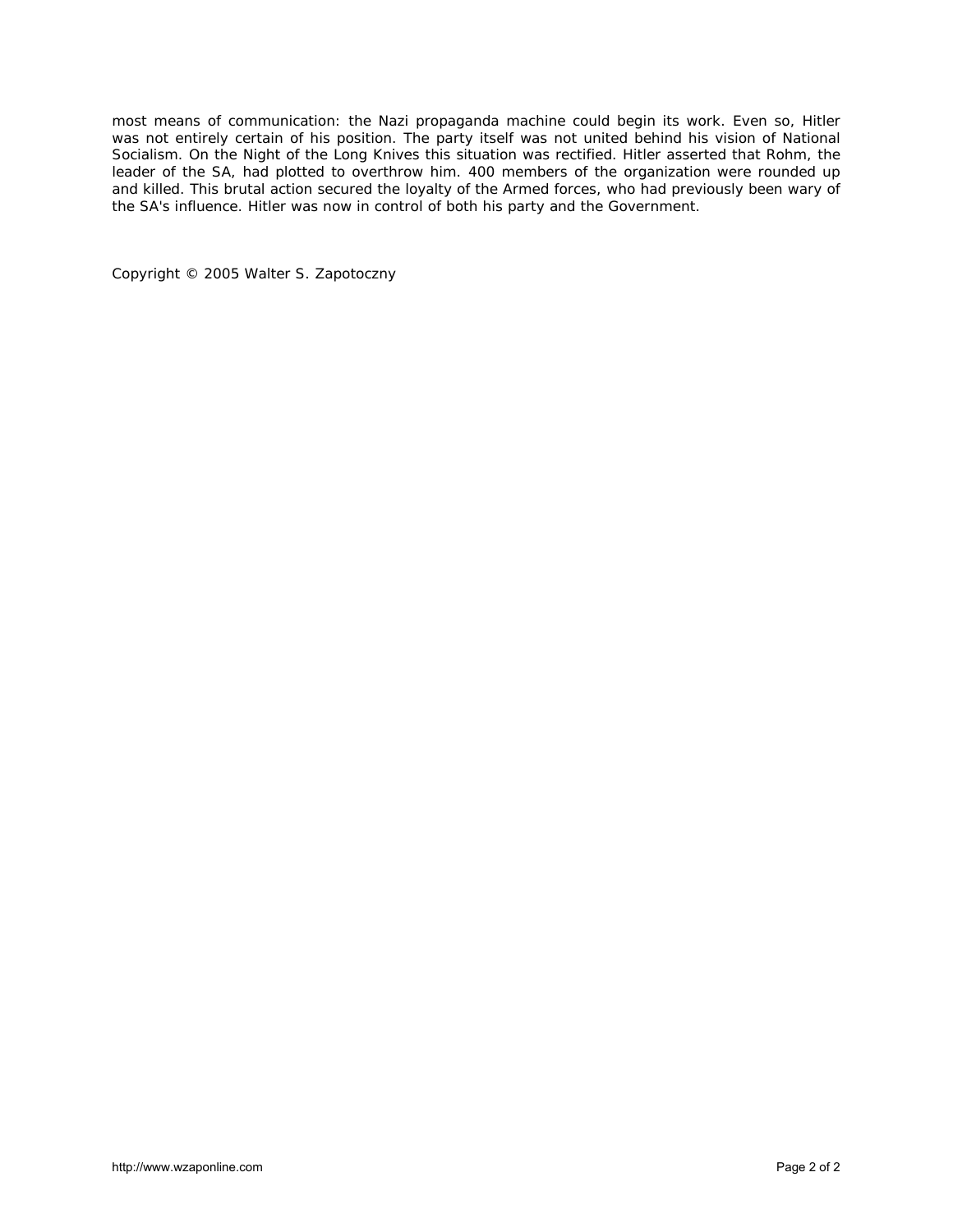most means of communication: the Nazi propaganda machine could begin its work. Even so, Hitler was not entirely certain of his position. The party itself was not united behind his vision of National Socialism. On the Night of the Long Knives this situation was rectified. Hitler asserted that Rohm, the leader of the SA, had plotted to overthrow him. 400 members of the organization were rounded up and killed. This brutal action secured the loyalty of the Armed forces, who had previously been wary of the SA's influence. Hitler was now in control of both his party and the Government.

Copyright © 2005 Walter S. Zapotoczny